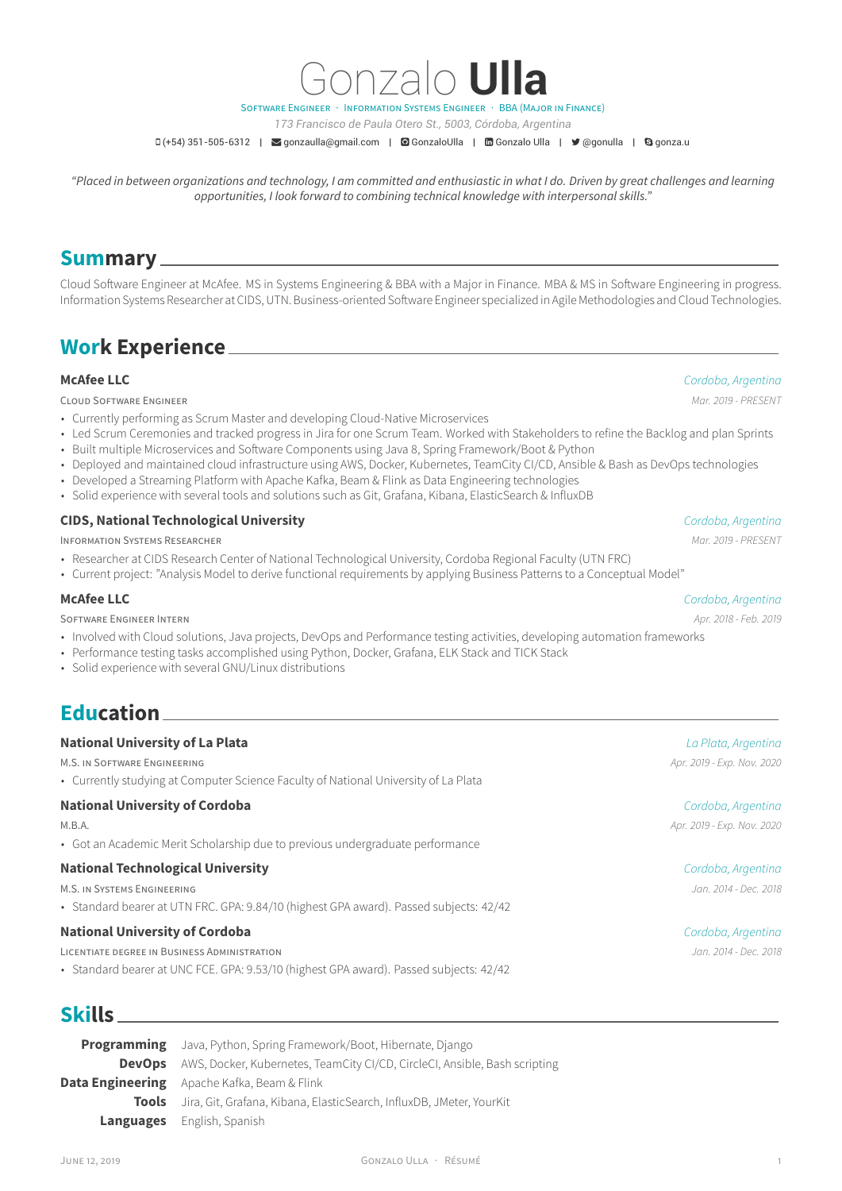# Gonzalo **Ulla**

SOFTWARE ENGINEER · INFORMATION SYSTEMS ENGINEER · BBA (MAJOR IN FINANCE)

*173 Francisco de Paula Otero St., 5003, Córdoba, Argentina*

(+54) 351-505-6312 | gonzaulla@gmail.com | GonzaloUlla | Gonzalo Ulla | @gonulla | gonza.u

*"Placed in between organizations and technology, I am committed and enthusiastic in what I do. Driven by great challenges and learning opportunities, I look forward to combining technical knowledge with interpersonal skills."*

## Summary

Cloud Software Engineer at McAfee. MS in Systems Engineering & BBA with a Major in Finance. MBA & MS in Software Engineering in progress. Information Systems Researcher at CIDS, UTN. Business-oriented Software Engineer specialized in Agile Methodologies and Cloud Technologies.

## Work Experience

### McAfee LLC
*Cordoba, Argentina*

CLOUD SOFTWARE ENGINEER — *Mar. 2019 - PRESENT*

- Currently performing as Scrum Master and developing Cloud-Native Microservices
- Led Scrum Ceremonies and tracked progress in Jira for one Scrum Team. Worked with Stakeholders to refine the Backlog and plan Sprints
- Built multiple Microservices and Software Components using Java 8, Spring Framework/Boot & Python
- Deployed and maintained cloud infrastructure using AWS, Docker, Kubernetes, TeamCity CI/CD, Ansible & Bash as DevOps technologies
- Developed a Streaming Platform with Apache Kafka, Beam & Flink as Data Engineering technologies
- Solid experience with several tools and solutions such as Git, Grafana, Kibana, ElasticSearch & InfluxDB

### CIDS, National Technological University
*Cordoba, Argentina*

INFORMATION SYSTEMS RESEARCHER — *Mar. 2019 - PRESENT*

- Researcher at CIDS Research Center of National Technological University, Cordoba Regional Faculty (UTN FRC)
- Current project: "Analysis Model to derive functional requirements by applying Business Patterns to a Conceptual Model"

### McAfee LLC
*Cordoba, Argentina*

SOFTWARE ENGINEER INTERN — *Apr. 2018 - Feb. 2019*

- Involved with Cloud solutions, Java projects, DevOps and Performance testing activities, developing automation frameworks
- Performance testing tasks accomplished using Python, Docker, Grafana, ELK Stack and TICK Stack
- Solid experience with several GNU/Linux distributions

## Education

### National University of La Plata
*La Plata, Argentina*

M.S. IN SOFTWARE ENGINEERING — *Apr. 2019 - Exp. Nov. 2020*

- Currently studying at Computer Science Faculty of National University of La Plata

### National University of Cordoba
*Cordoba, Argentina*

M.B.A. — *Apr. 2019 - Exp. Nov. 2020*

- Got an Academic Merit Scholarship due to previous undergraduate performance

### National Technological University
*Cordoba, Argentina*

M.S. IN SYSTEMS ENGINEERING — *Jan. 2014 - Dec. 2018*

- Standard bearer at UTN FRC. GPA: 9.84/10 (highest GPA award). Passed subjects: 42/42

### National University of Cordoba
*Cordoba, Argentina*

LICENTIATE DEGREE IN BUSINESS ADMINISTRATION — *Jan. 2014 - Dec. 2018*

- Standard bearer at UNC FCE. GPA: 9.53/10 (highest GPA award). Passed subjects: 42/42

## Skills

**Programming** Java, Python, Spring Framework/Boot, Hibernate, Django

**DevOps** AWS, Docker, Kubernetes, TeamCity CI/CD, CircleCI, Ansible, Bash scripting

**Data Engineering** Apache Kafka, Beam & Flink

**Tools** Jira, Git, Grafana, Kibana, ElasticSearch, InfluxDB, JMeter, YourKit

**Languages** English, Spanish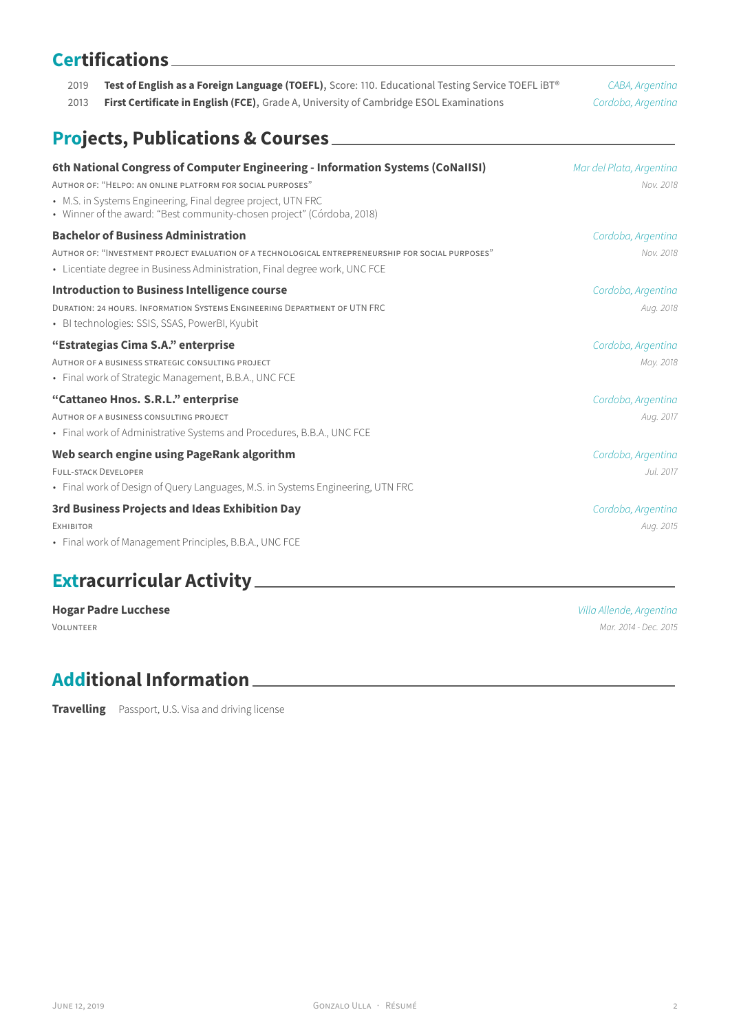## Certifications

2019 **Test of English as a Foreign Language (TOEFL)**, Score: 110. Educational Testing Service TOEFL iBT® *CABA, Argentina*

2013 **First Certificate in English (FCE)**, Grade A, University of Cambridge ESOL Examinations *Cordoba, Argentina*

## Projects, Publications & Courses

**6th National Congress of Computer Engineering - Information Systems (CoNaIISI)** *Mar del Plata, Argentina*

AUTHOR OF: "HELPO: AN ONLINE PLATFORM FOR SOCIAL PURPOSES" *Nov. 2018*

- M.S. in Systems Engineering, Final degree project, UTN FRC
- Winner of the award: "Best community-chosen project" (Córdoba, 2018)

**Bachelor of Business Administration** *Cordoba, Argentina*

AUTHOR OF: "INVESTMENT PROJECT EVALUATION OF A TECHNOLOGICAL ENTREPRENEURSHIP FOR SOCIAL PURPOSES" *Nov. 2018*

- Licentiate degree in Business Administration, Final degree work, UNC FCE

**Introduction to Business Intelligence course** *Cordoba, Argentina*

DURATION: 24 HOURS. INFORMATION SYSTEMS ENGINEERING DEPARTMENT OF UTN FRC *Aug. 2018*

- BI technologies: SSIS, SSAS, PowerBI, Kyubit

**"Estrategias Cima S.A." enterprise** *Cordoba, Argentina*

AUTHOR OF A BUSINESS STRATEGIC CONSULTING PROJECT *May. 2018*

- Final work of Strategic Management, B.B.A., UNC FCE

**"Cattaneo Hnos. S.R.L." enterprise** *Cordoba, Argentina*

AUTHOR OF A BUSINESS CONSULTING PROJECT *Aug. 2017*

- Final work of Administrative Systems and Procedures, B.B.A., UNC FCE

**Web search engine using PageRank algorithm** *Cordoba, Argentina*

FULL-STACK DEVELOPER *Jul. 2017*

- Final work of Design of Query Languages, M.S. in Systems Engineering, UTN FRC

**3rd Business Projects and Ideas Exhibition Day** *Cordoba, Argentina*

EXHIBITOR *Aug. 2015*

- Final work of Management Principles, B.B.A., UNC FCE

## Extracurricular Activity

**Hogar Padre Lucchese** *Villa Allende, Argentina*

VOLUNTEER *Mar. 2014 - Dec. 2015*

## Additional Information

**Travelling** Passport, U.S. Visa and driving license